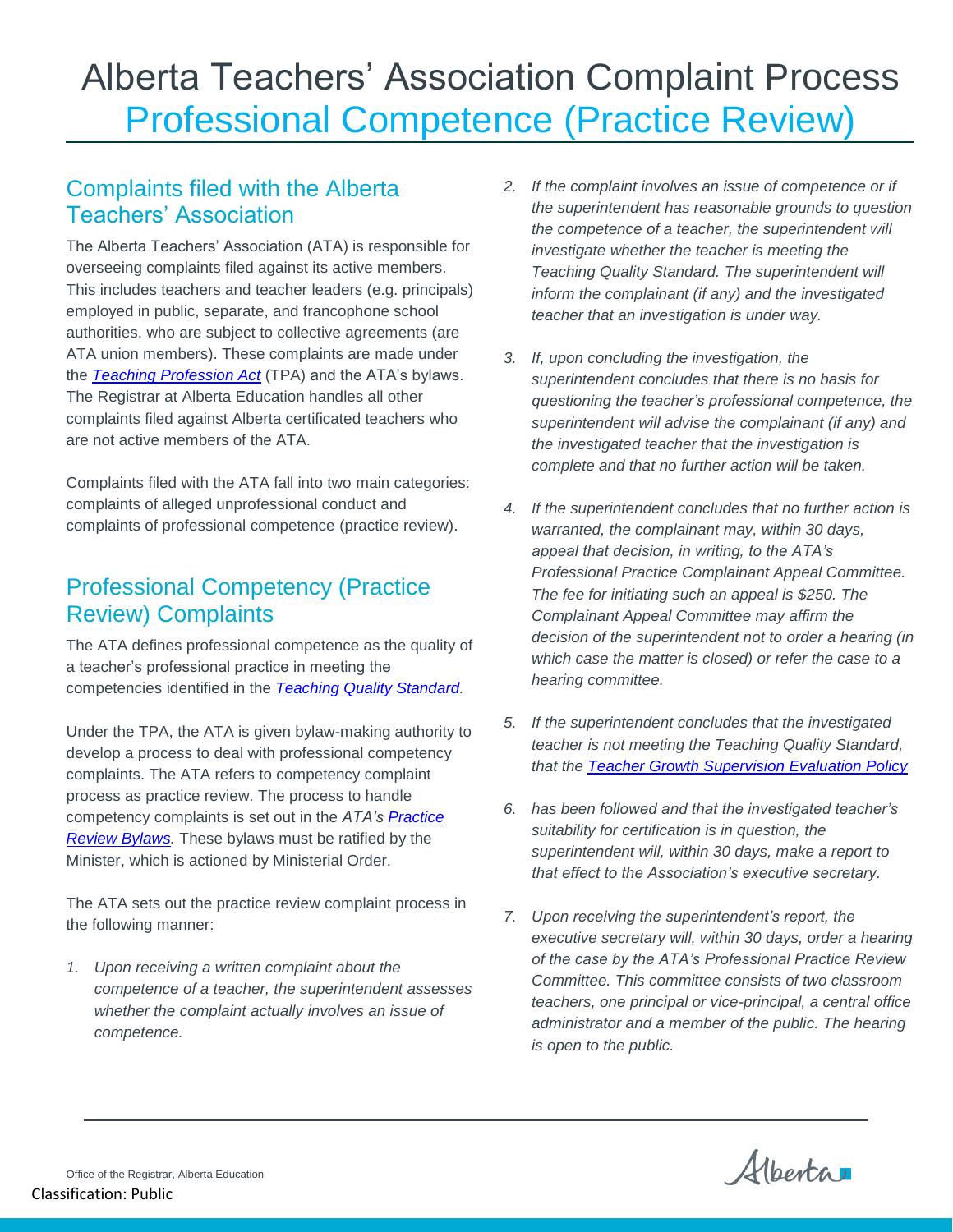# Alberta Teachers' Association Complaint Process
## Professional Competence (Practice Review)

### Complaints filed with the Alberta Teachers' Association

The Alberta Teachers' Association (ATA) is responsible for overseeing complaints filed against its active members. This includes teachers and teacher leaders (e.g. principals) employed in public, separate, and francophone school authorities, who are subject to collective agreements (are ATA union members). These complaints are made under the *Teaching Profession Act* (TPA) and the ATA's bylaws. The Registrar at Alberta Education handles all other complaints filed against Alberta certificated teachers who are not active members of the ATA.

Complaints filed with the ATA fall into two main categories: complaints of alleged unprofessional conduct and complaints of professional competence (practice review).

### Professional Competency (Practice Review) Complaints

The ATA defines professional competence as the quality of a teacher's professional practice in meeting the competencies identified in the *Teaching Quality Standard*.

Under the TPA, the ATA is given bylaw-making authority to develop a process to deal with professional competency complaints. The ATA refers to competency complaint process as practice review. The process to handle competency complaints is set out in the *ATA's Practice Review Bylaws.* These bylaws must be ratified by the Minister, which is actioned by Ministerial Order.

The ATA sets out the practice review complaint process in the following manner:

1. *Upon receiving a written complaint about the competence of a teacher, the superintendent assesses whether the complaint actually involves an issue of competence.*
2. *If the complaint involves an issue of competence or if the superintendent has reasonable grounds to question the competence of a teacher, the superintendent will investigate whether the teacher is meeting the Teaching Quality Standard. The superintendent will inform the complainant (if any) and the investigated teacher that an investigation is under way.*
3. *If, upon concluding the investigation, the superintendent concludes that there is no basis for questioning the teacher's professional competence, the superintendent will advise the complainant (if any) and the investigated teacher that the investigation is complete and that no further action will be taken.*
4. *If the superintendent concludes that no further action is warranted, the complainant may, within 30 days, appeal that decision, in writing, to the ATA's Professional Practice Complainant Appeal Committee. The fee for initiating such an appeal is $250. The Complainant Appeal Committee may affirm the decision of the superintendent not to order a hearing (in which case the matter is closed) or refer the case to a hearing committee.*
5. *If the superintendent concludes that the investigated teacher is not meeting the Teaching Quality Standard, that the Teacher Growth Supervision Evaluation Policy*
6. *has been followed and that the investigated teacher's suitability for certification is in question, the superintendent will, within 30 days, make a report to that effect to the Association's executive secretary.*
7. *Upon receiving the superintendent's report, the executive secretary will, within 30 days, order a hearing of the case by the ATA's Professional Practice Review Committee. This committee consists of two classroom teachers, one principal or vice-principal, a central office administrator and a member of the public. The hearing is open to the public.*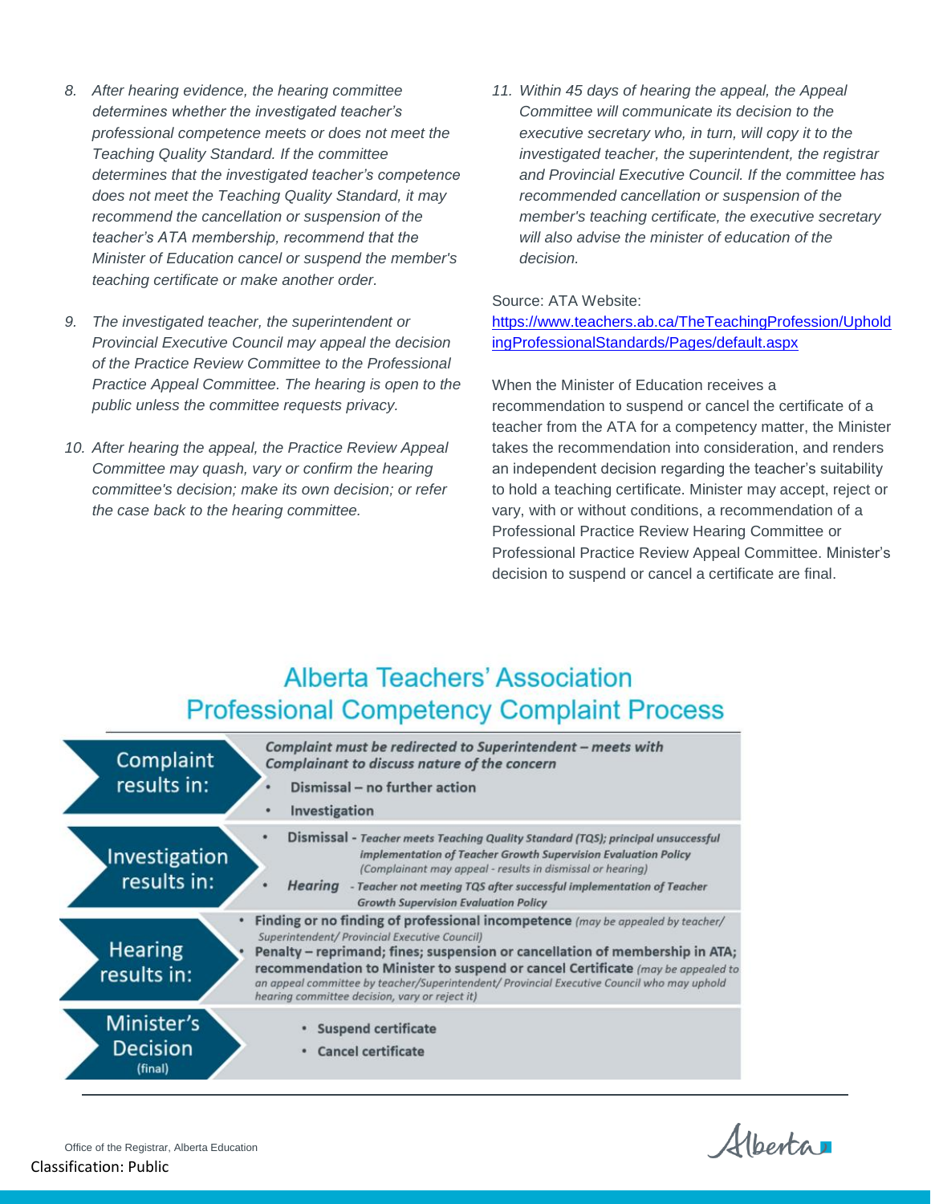*8. After hearing evidence, the hearing committee determines whether the investigated teacher's professional competence meets or does not meet the Teaching Quality Standard. If the committee determines that the investigated teacher's competence does not meet the Teaching Quality Standard, it may recommend the cancellation or suspension of the teacher's ATA membership, recommend that the Minister of Education cancel or suspend the member's teaching certificate or make another order.*

*9. The investigated teacher, the superintendent or Provincial Executive Council may appeal the decision of the Practice Review Committee to the Professional Practice Appeal Committee. The hearing is open to the public unless the committee requests privacy.*

*10. After hearing the appeal, the Practice Review Appeal Committee may quash, vary or confirm the hearing committee's decision; make its own decision; or refer the case back to the hearing committee.*

*11. Within 45 days of hearing the appeal, the Appeal Committee will communicate its decision to the executive secretary who, in turn, will copy it to the investigated teacher, the superintendent, the registrar and Provincial Executive Council. If the committee has recommended cancellation or suspension of the member's teaching certificate, the executive secretary will also advise the minister of education of the decision.*

Source: ATA Website:
https://www.teachers.ab.ca/TheTeachingProfession/UpholdingProfessionalStandards/Pages/default.aspx

When the Minister of Education receives a recommendation to suspend or cancel the certificate of a teacher from the ATA for a competency matter, the Minister takes the recommendation into consideration, and renders an independent decision regarding the teacher's suitability to hold a teaching certificate. Minister may accept, reject or vary, with or without conditions, a recommendation of a Professional Practice Review Hearing Committee or Professional Practice Review Appeal Committee. Minister's decision to suspend or cancel a certificate are final.

## Alberta Teachers' Association Professional Competency Complaint Process

| | |
|---|---|
| Complaint results in: | ***Complaint must be redirected to Superintendent – meets with Complainant to discuss nature of the concern***<br>• **Dismissal – no further action**<br>• **Investigation** |
| Investigation results in: | • **Dismissal** - ***Teacher meets Teaching Quality Standard (TQS); principal unsuccessful implementation of Teacher Growth Supervision Evaluation Policy*** *(Complainant may appeal - results in dismissal or hearing)*<br>• ***Hearing*** - ***Teacher not meeting TQS after successful implementation of Teacher Growth Supervision Evaluation Policy*** |
| Hearing results in: | • **Finding or no finding of professional incompetence** *(may be appealed by teacher/ Superintendent/ Provincial Executive Council)*<br>• **Penalty – reprimand; fines; suspension or cancellation of membership in ATA; recommendation to Minister to suspend or cancel Certificate** *(may be appealed to an appeal committee by teacher/Superintendent/ Provincial Executive Council who may uphold hearing committee decision, vary or reject it)* |
| Minister's Decision (final) | • **Suspend certificate**<br>• **Cancel certificate** |

Office of the Registrar, Alberta Education

Classification: Public